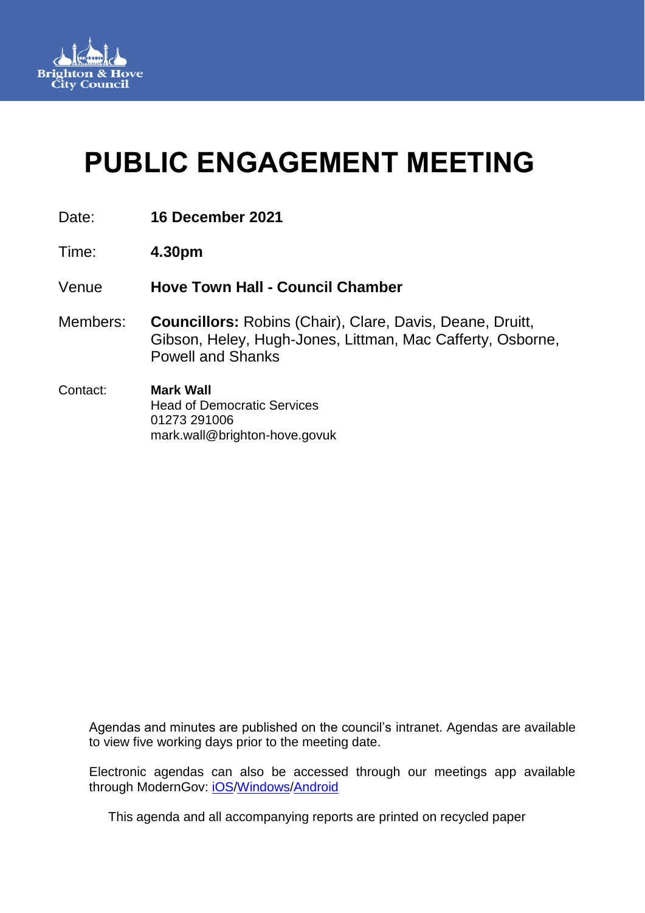Brighton & Hove City Council

# PUBLIC ENGAGEMENT MEETING

| | |
|---|---|
| Date: | **16 December 2021** |
| Time: | **4.30pm** |
| Venue | **Hove Town Hall - Council Chamber** |
| Members: | **Councillors:** Robins (Chair), Clare, Davis, Deane, Druitt, Gibson, Heley, Hugh-Jones, Littman, Mac Cafferty, Osborne, Powell and Shanks |
| Contact: | **Mark Wall**<br>Head of Democratic Services<br>01273 291006<br>mark.wall@brighton-hove.govuk |

Agendas and minutes are published on the council's intranet. Agendas are available to view five working days prior to the meeting date.

Electronic agendas can also be accessed through our meetings app available through ModernGov: iOS/Windows/Android

This agenda and all accompanying reports are printed on recycled paper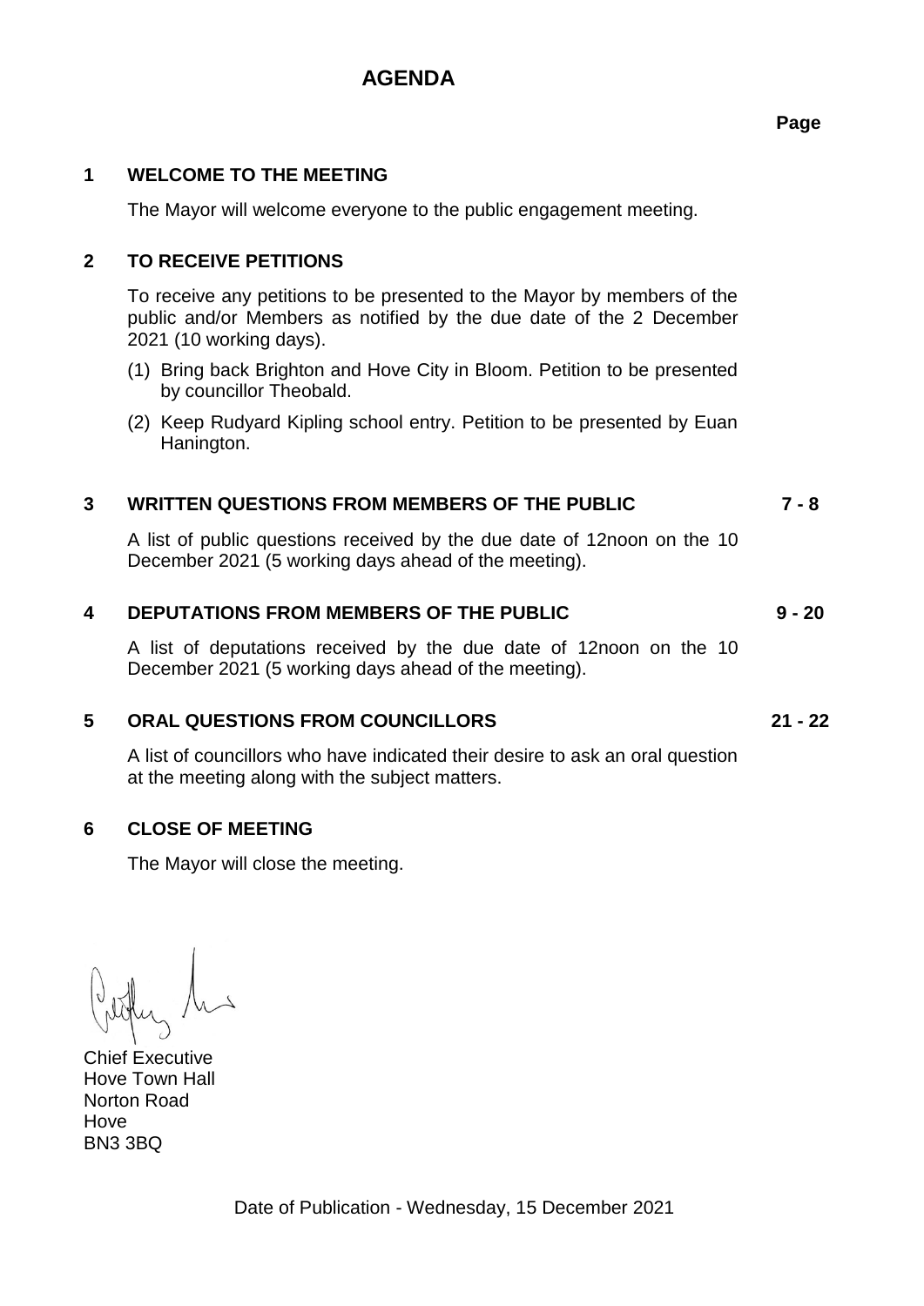# AGENDA

**Page**

## 1 WELCOME TO THE MEETING

The Mayor will welcome everyone to the public engagement meeting.

## 2 TO RECEIVE PETITIONS

To receive any petitions to be presented to the Mayor by members of the public and/or Members as notified by the due date of the 2 December 2021 (10 working days).

(1) Bring back Brighton and Hove City in Bloom. Petition to be presented by councillor Theobald.

(2) Keep Rudyard Kipling school entry. Petition to be presented by Euan Hanington.

## 3 WRITTEN QUESTIONS FROM MEMBERS OF THE PUBLIC — 7 - 8

A list of public questions received by the due date of 12noon on the 10 December 2021 (5 working days ahead of the meeting).

## 4 DEPUTATIONS FROM MEMBERS OF THE PUBLIC — 9 - 20

A list of deputations received by the due date of 12noon on the 10 December 2021 (5 working days ahead of the meeting).

## 5 ORAL QUESTIONS FROM COUNCILLORS — 21 - 22

A list of councillors who have indicated their desire to ask an oral question at the meeting along with the subject matters.

## 6 CLOSE OF MEETING

The Mayor will close the meeting.

Chief Executive
Hove Town Hall
Norton Road
Hove
BN3 3BQ

Date of Publication - Wednesday, 15 December 2021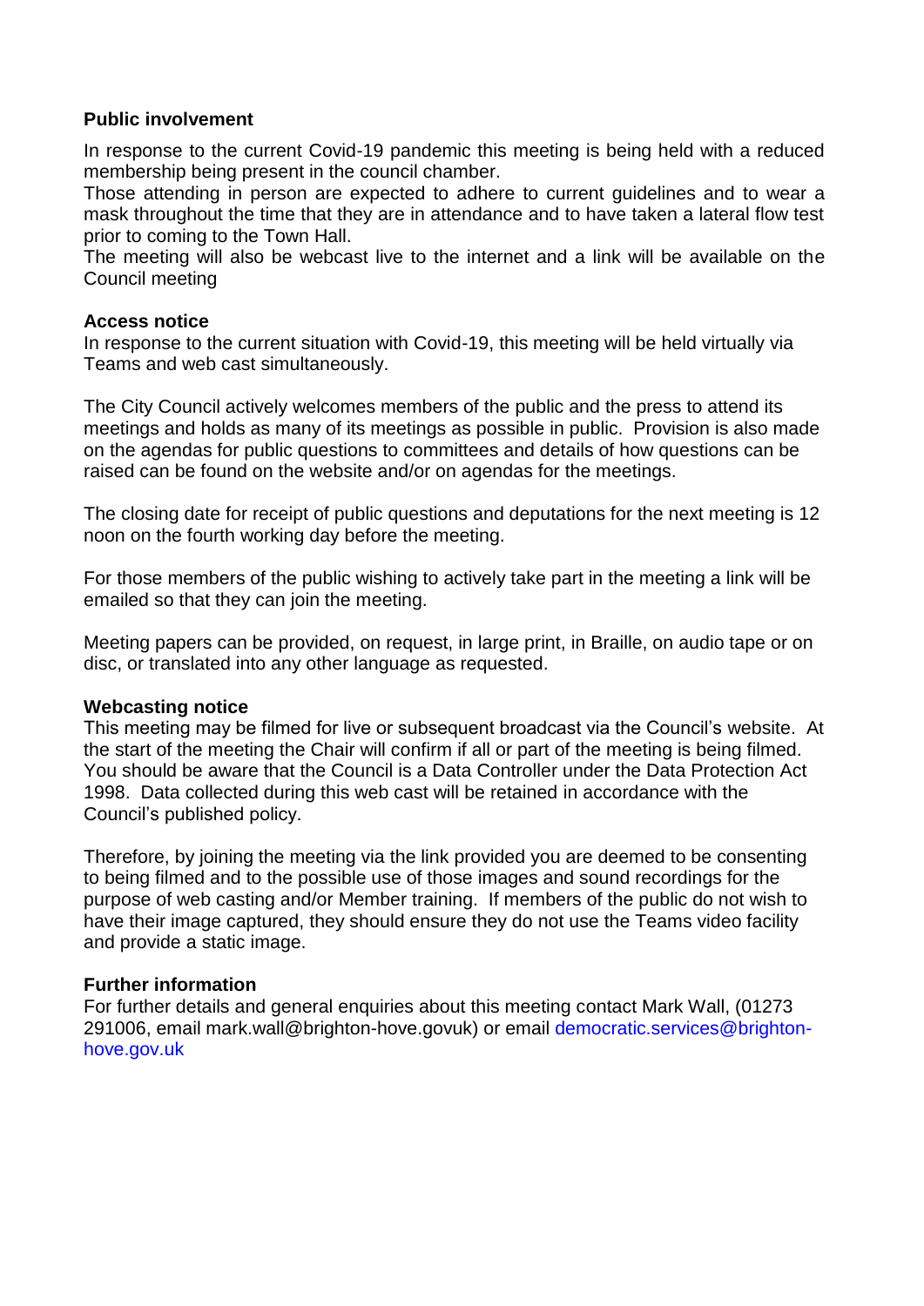**Public involvement**

In response to the current Covid-19 pandemic this meeting is being held with a reduced membership being present in the council chamber.
Those attending in person are expected to adhere to current guidelines and to wear a mask throughout the time that they are in attendance and to have taken a lateral flow test prior to coming to the Town Hall.
The meeting will also be webcast live to the internet and a link will be available on the Council meeting

**Access notice**
In response to the current situation with Covid-19, this meeting will be held virtually via Teams and web cast simultaneously.

The City Council actively welcomes members of the public and the press to attend its meetings and holds as many of its meetings as possible in public. Provision is also made on the agendas for public questions to committees and details of how questions can be raised can be found on the website and/or on agendas for the meetings.

The closing date for receipt of public questions and deputations for the next meeting is 12 noon on the fourth working day before the meeting.

For those members of the public wishing to actively take part in the meeting a link will be emailed so that they can join the meeting.

Meeting papers can be provided, on request, in large print, in Braille, on audio tape or on disc, or translated into any other language as requested.

**Webcasting notice**
This meeting may be filmed for live or subsequent broadcast via the Council's website. At the start of the meeting the Chair will confirm if all or part of the meeting is being filmed. You should be aware that the Council is a Data Controller under the Data Protection Act 1998. Data collected during this web cast will be retained in accordance with the Council's published policy.

Therefore, by joining the meeting via the link provided you are deemed to be consenting to being filmed and to the possible use of those images and sound recordings for the purpose of web casting and/or Member training. If members of the public do not wish to have their image captured, they should ensure they do not use the Teams video facility and provide a static image.

**Further information**
For further details and general enquiries about this meeting contact Mark Wall, (01273 291006, email mark.wall@brighton-hove.govuk) or email democratic.services@brighton-hove.gov.uk